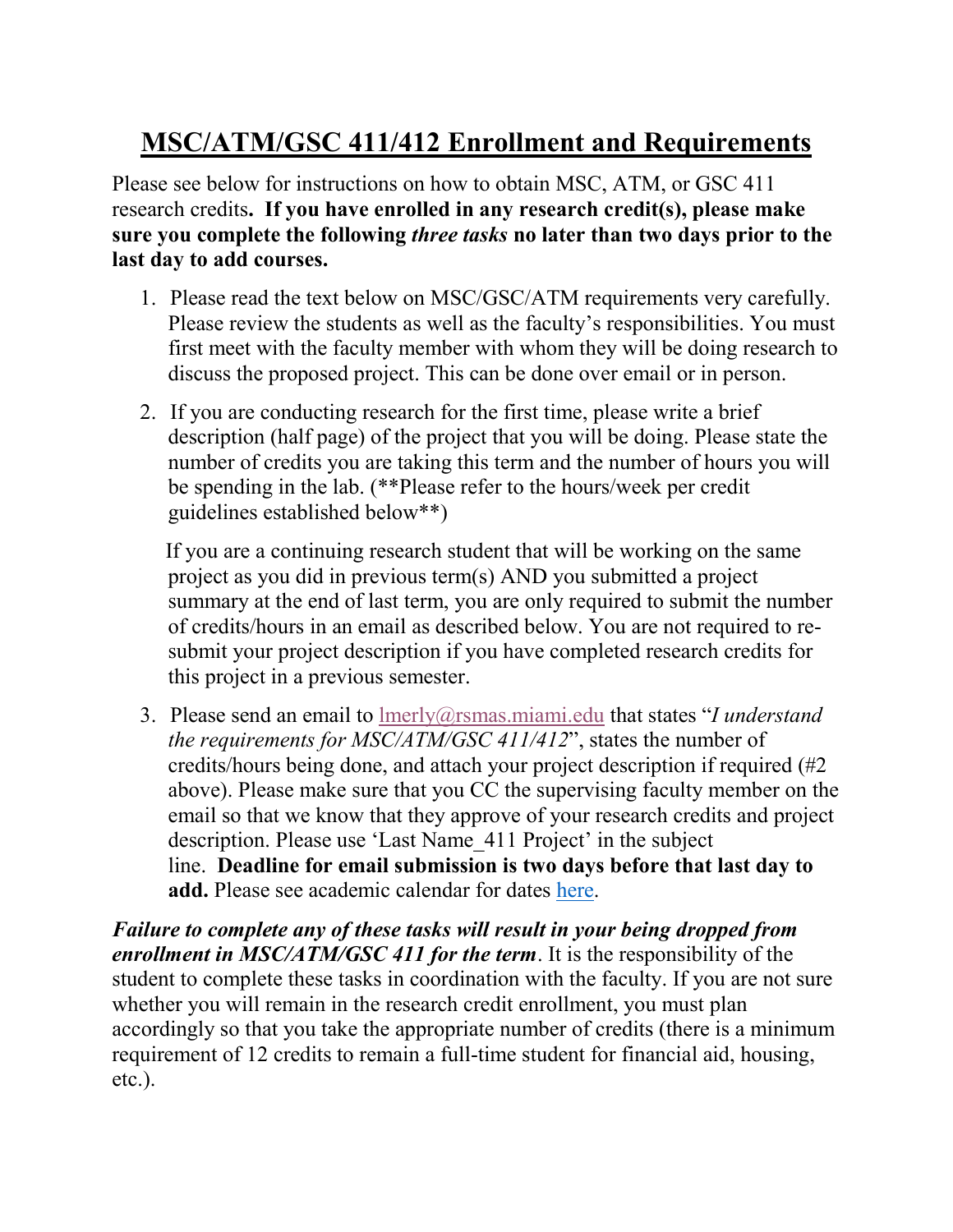# MSC/ATM/GSC 411/412 Enrollment and Requirements

Please see below for instructions on how to obtain MSC, ATM, or GSC 411 research credits**. If you have enrolled in any research credit(s), please make sure you complete the following *three tasks* no later than two days prior to the last day to add courses.**

1. Please read the text below on MSC/GSC/ATM requirements very carefully. Please review the students as well as the faculty's responsibilities. You must first meet with the faculty member with whom they will be doing research to discuss the proposed project. This can be done over email or in person.

2. If you are conducting research for the first time, please write a brief description (half page) of the project that you will be doing. Please state the number of credits you are taking this term and the number of hours you will be spending in the lab. (**Please refer to the hours/week per credit guidelines established below**)

   If you are a continuing research student that will be working on the same project as you did in previous term(s) AND you submitted a project summary at the end of last term, you are only required to submit the number of credits/hours in an email as described below. You are not required to re-submit your project description if you have completed research credits for this project in a previous semester.

3. Please send an email to lmerly@rsmas.miami.edu that states "*I understand the requirements for MSC/ATM/GSC 411/412*", states the number of credits/hours being done, and attach your project description if required (#2 above). Please make sure that you CC the supervising faculty member on the email so that we know that they approve of your research credits and project description. Please use 'Last Name_411 Project' in the subject line. **Deadline for email submission is two days before that last day to add.** Please see academic calendar for dates here.

***Failure to complete any of these tasks will result in your being dropped from enrollment in MSC/ATM/GSC 411 for the term***. It is the responsibility of the student to complete these tasks in coordination with the faculty. If you are not sure whether you will remain in the research credit enrollment, you must plan accordingly so that you take the appropriate number of credits (there is a minimum requirement of 12 credits to remain a full-time student for financial aid, housing, etc.).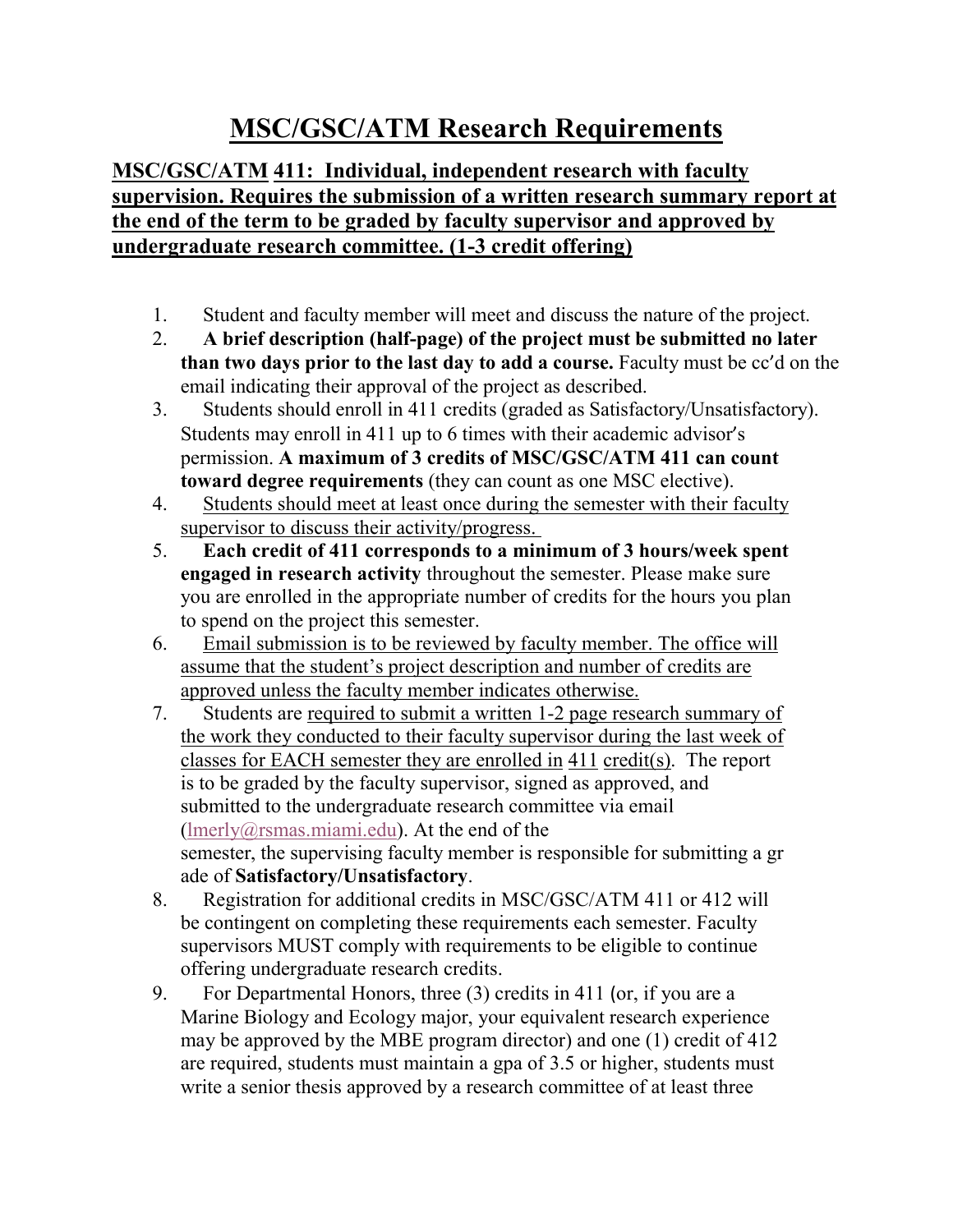# MSC/GSC/ATM Research Requirements

**MSC/GSC/ATM 411: Individual, independent research with faculty supervision. Requires the submission of a written research summary report at the end of the term to be graded by faculty supervisor and approved by undergraduate research committee. (1-3 credit offering)**

1. Student and faculty member will meet and discuss the nature of the project.
2. **A brief description (half-page) of the project must be submitted no later than two days prior to the last day to add a course.** Faculty must be cc'd on the email indicating their approval of the project as described.
3. Students should enroll in 411 credits (graded as Satisfactory/Unsatisfactory). Students may enroll in 411 up to 6 times with their academic advisor's permission. **A maximum of 3 credits of MSC/GSC/ATM 411 can count toward degree requirements** (they can count as one MSC elective).
4. Students should meet at least once during the semester with their faculty supervisor to discuss their activity/progress.
5. **Each credit of 411 corresponds to a minimum of 3 hours/week spent engaged in research activity** throughout the semester. Please make sure you are enrolled in the appropriate number of credits for the hours you plan to spend on the project this semester.
6. Email submission is to be reviewed by faculty member. The office will assume that the student's project description and number of credits are approved unless the faculty member indicates otherwise.
7. Students are required to submit a written 1-2 page research summary of the work they conducted to their faculty supervisor during the last week of classes for EACH semester they are enrolled in 411 credit(s). The report is to be graded by the faculty supervisor, signed as approved, and submitted to the undergraduate research committee via email (lmerly@rsmas.miami.edu). At the end of the semester, the supervising faculty member is responsible for submitting a grade of **Satisfactory/Unsatisfactory**.
8. Registration for additional credits in MSC/GSC/ATM 411 or 412 will be contingent on completing these requirements each semester. Faculty supervisors MUST comply with requirements to be eligible to continue offering undergraduate research credits.
9. For Departmental Honors, three (3) credits in 411 (or, if you are a Marine Biology and Ecology major, your equivalent research experience may be approved by the MBE program director) and one (1) credit of 412 are required, students must maintain a gpa of 3.5 or higher, students must write a senior thesis approved by a research committee of at least three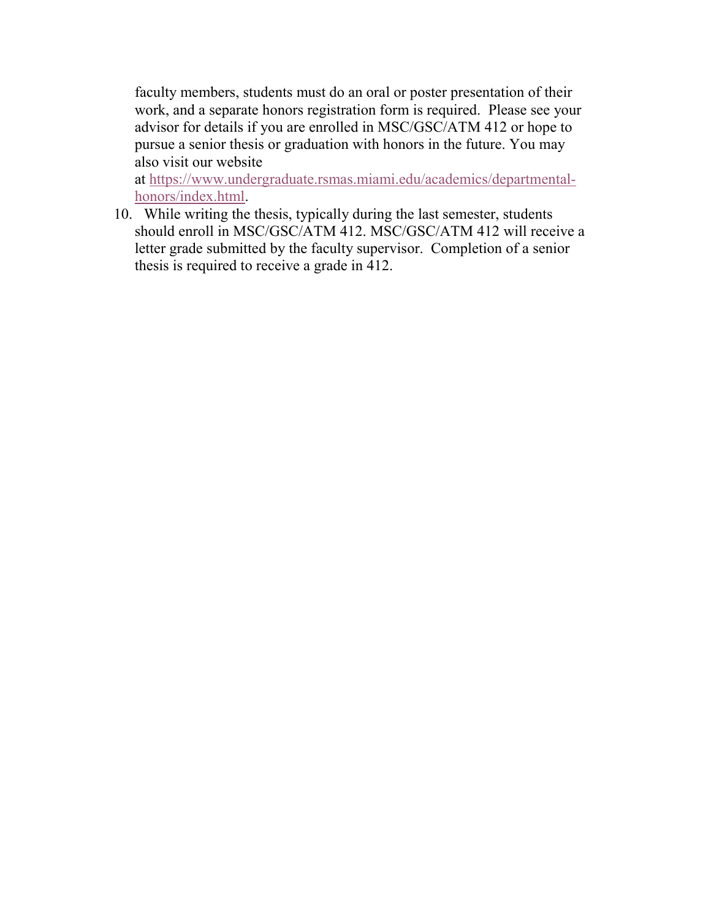faculty members, students must do an oral or poster presentation of their work, and a separate honors registration form is required. Please see your advisor for details if you are enrolled in MSC/GSC/ATM 412 or hope to pursue a senior thesis or graduation with honors in the future. You may also visit our website at [https://www.undergraduate.rsmas.miami.edu/academics/departmental-honors/index.html](https://www.undergraduate.rsmas.miami.edu/academics/departmental-honors/index.html).

10. While writing the thesis, typically during the last semester, students should enroll in MSC/GSC/ATM 412. MSC/GSC/ATM 412 will receive a letter grade submitted by the faculty supervisor. Completion of a senior thesis is required to receive a grade in 412.